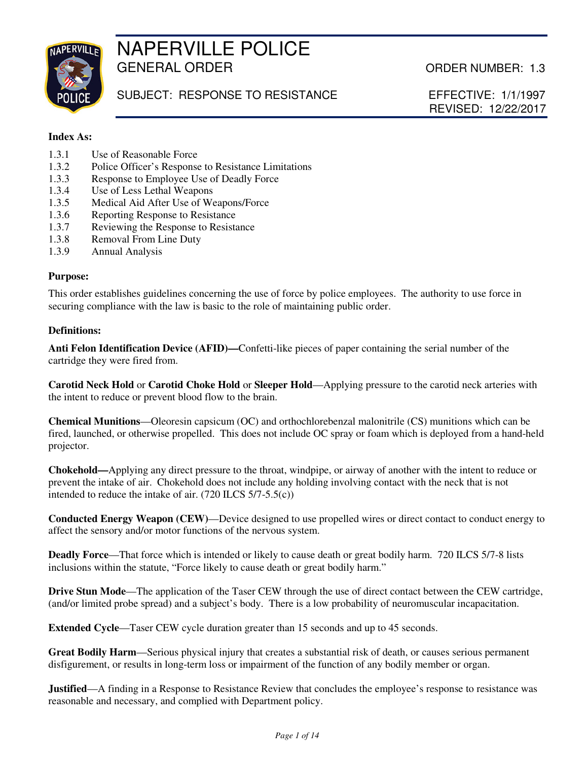# NAPERVILLE POLICE

## GENERAL ORDER

ORDER NUMBER: 1.3

SUBJECT: RESPONSE TO RESISTANCE

EFFECTIVE: 1/1/1997
REVISED: 12/22/2017

**Index As:**

1.3.1 Use of Reasonable Force
1.3.2 Police Officer's Response to Resistance Limitations
1.3.3 Response to Employee Use of Deadly Force
1.3.4 Use of Less Lethal Weapons
1.3.5 Medical Aid After Use of Weapons/Force
1.3.6 Reporting Response to Resistance
1.3.7 Reviewing the Response to Resistance
1.3.8 Removal From Line Duty
1.3.9 Annual Analysis

**Purpose:**

This order establishes guidelines concerning the use of force by police employees. The authority to use force in securing compliance with the law is basic to the role of maintaining public order.

**Definitions:**

**Anti Felon Identification Device (AFID)—**Confetti-like pieces of paper containing the serial number of the cartridge they were fired from.

**Carotid Neck Hold** or **Carotid Choke Hold** or **Sleeper Hold**—Applying pressure to the carotid neck arteries with the intent to reduce or prevent blood flow to the brain.

**Chemical Munitions**—Oleoresin capsicum (OC) and orthochlorebenzal malonitrile (CS) munitions which can be fired, launched, or otherwise propelled. This does not include OC spray or foam which is deployed from a hand-held projector.

**Chokehold—**Applying any direct pressure to the throat, windpipe, or airway of another with the intent to reduce or prevent the intake of air. Chokehold does not include any holding involving contact with the neck that is not intended to reduce the intake of air. (720 ILCS 5/7-5.5(c))

**Conducted Energy Weapon (CEW)**—Device designed to use propelled wires or direct contact to conduct energy to affect the sensory and/or motor functions of the nervous system.

**Deadly Force**—That force which is intended or likely to cause death or great bodily harm. 720 ILCS 5/7-8 lists inclusions within the statute, "Force likely to cause death or great bodily harm."

**Drive Stun Mode**—The application of the Taser CEW through the use of direct contact between the CEW cartridge, (and/or limited probe spread) and a subject's body. There is a low probability of neuromuscular incapacitation.

**Extended Cycle**—Taser CEW cycle duration greater than 15 seconds and up to 45 seconds.

**Great Bodily Harm**—Serious physical injury that creates a substantial risk of death, or causes serious permanent disfigurement, or results in long-term loss or impairment of the function of any bodily member or organ.

**Justified**—A finding in a Response to Resistance Review that concludes the employee's response to resistance was reasonable and necessary, and complied with Department policy.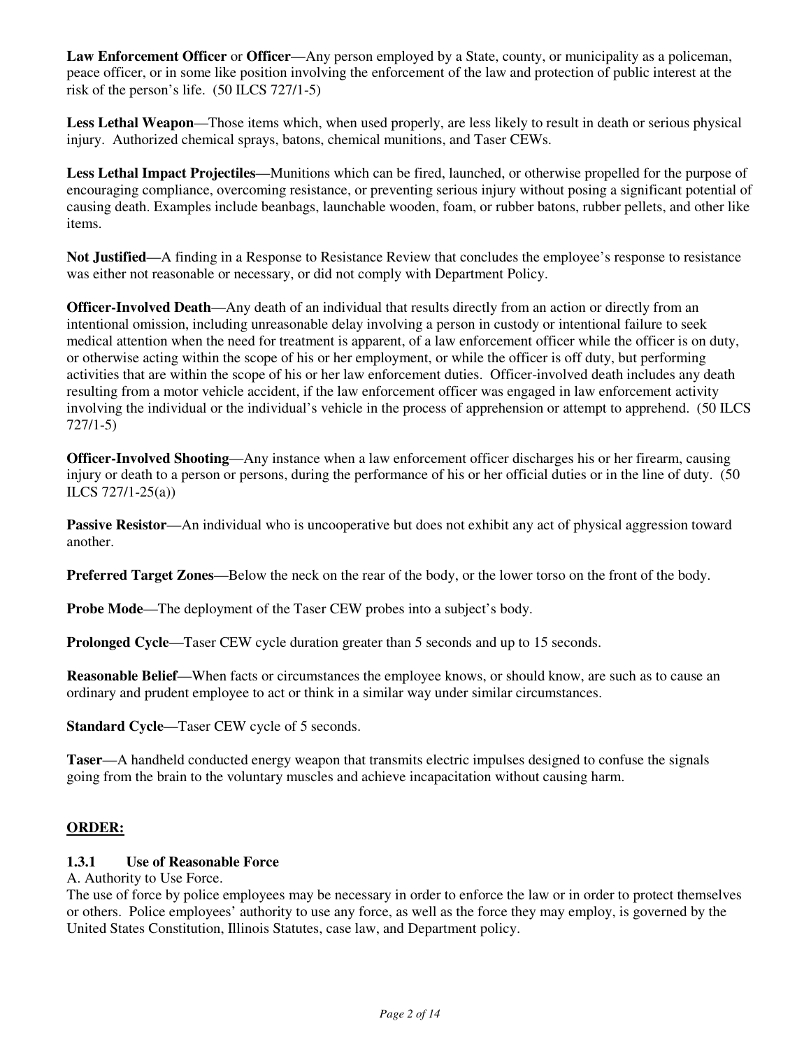**Law Enforcement Officer** or **Officer**—Any person employed by a State, county, or municipality as a policeman, peace officer, or in some like position involving the enforcement of the law and protection of public interest at the risk of the person's life. (50 ILCS 727/1-5)

**Less Lethal Weapon**—Those items which, when used properly, are less likely to result in death or serious physical injury. Authorized chemical sprays, batons, chemical munitions, and Taser CEWs.

**Less Lethal Impact Projectiles**—Munitions which can be fired, launched, or otherwise propelled for the purpose of encouraging compliance, overcoming resistance, or preventing serious injury without posing a significant potential of causing death. Examples include beanbags, launchable wooden, foam, or rubber batons, rubber pellets, and other like items.

**Not Justified**—A finding in a Response to Resistance Review that concludes the employee's response to resistance was either not reasonable or necessary, or did not comply with Department Policy.

**Officer-Involved Death**—Any death of an individual that results directly from an action or directly from an intentional omission, including unreasonable delay involving a person in custody or intentional failure to seek medical attention when the need for treatment is apparent, of a law enforcement officer while the officer is on duty, or otherwise acting within the scope of his or her employment, or while the officer is off duty, but performing activities that are within the scope of his or her law enforcement duties. Officer-involved death includes any death resulting from a motor vehicle accident, if the law enforcement officer was engaged in law enforcement activity involving the individual or the individual's vehicle in the process of apprehension or attempt to apprehend. (50 ILCS 727/1-5)

**Officer-Involved Shooting**—Any instance when a law enforcement officer discharges his or her firearm, causing injury or death to a person or persons, during the performance of his or her official duties or in the line of duty. (50 ILCS 727/1-25(a))

**Passive Resistor**—An individual who is uncooperative but does not exhibit any act of physical aggression toward another.

**Preferred Target Zones**—Below the neck on the rear of the body, or the lower torso on the front of the body.

**Probe Mode**—The deployment of the Taser CEW probes into a subject's body.

**Prolonged Cycle**—Taser CEW cycle duration greater than 5 seconds and up to 15 seconds.

**Reasonable Belief**—When facts or circumstances the employee knows, or should know, are such as to cause an ordinary and prudent employee to act or think in a similar way under similar circumstances.

**Standard Cycle**—Taser CEW cycle of 5 seconds.

**Taser**—A handheld conducted energy weapon that transmits electric impulses designed to confuse the signals going from the brain to the voluntary muscles and achieve incapacitation without causing harm.

## ORDER:

### 1.3.1 Use of Reasonable Force

A. Authority to Use Force.

The use of force by police employees may be necessary in order to enforce the law or in order to protect themselves or others. Police employees' authority to use any force, as well as the force they may employ, is governed by the United States Constitution, Illinois Statutes, case law, and Department policy.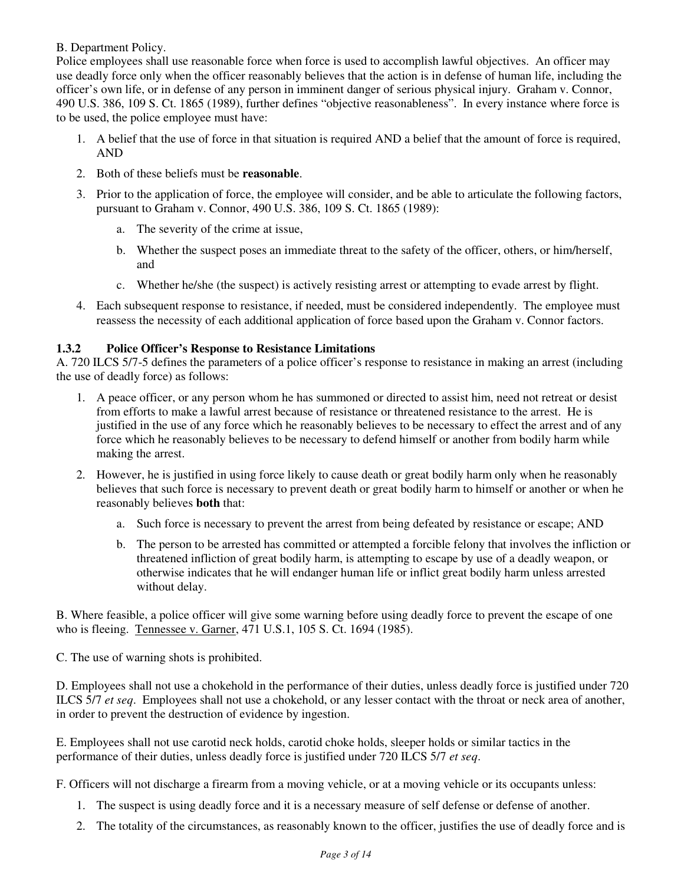B. Department Policy.

Police employees shall use reasonable force when force is used to accomplish lawful objectives. An officer may use deadly force only when the officer reasonably believes that the action is in defense of human life, including the officer's own life, or in defense of any person in imminent danger of serious physical injury. Graham v. Connor, 490 U.S. 386, 109 S. Ct. 1865 (1989), further defines "objective reasonableness". In every instance where force is to be used, the police employee must have:

1. A belief that the use of force in that situation is required AND a belief that the amount of force is required, AND
2. Both of these beliefs must be **reasonable**.
3. Prior to the application of force, the employee will consider, and be able to articulate the following factors, pursuant to Graham v. Connor, 490 U.S. 386, 109 S. Ct. 1865 (1989):
   a. The severity of the crime at issue,
   b. Whether the suspect poses an immediate threat to the safety of the officer, others, or him/herself, and
   c. Whether he/she (the suspect) is actively resisting arrest or attempting to evade arrest by flight.
4. Each subsequent response to resistance, if needed, must be considered independently. The employee must reassess the necessity of each additional application of force based upon the Graham v. Connor factors.

### 1.3.2 Police Officer's Response to Resistance Limitations

A. 720 ILCS 5/7-5 defines the parameters of a police officer's response to resistance in making an arrest (including the use of deadly force) as follows:

1. A peace officer, or any person whom he has summoned or directed to assist him, need not retreat or desist from efforts to make a lawful arrest because of resistance or threatened resistance to the arrest. He is justified in the use of any force which he reasonably believes to be necessary to effect the arrest and of any force which he reasonably believes to be necessary to defend himself or another from bodily harm while making the arrest.
2. However, he is justified in using force likely to cause death or great bodily harm only when he reasonably believes that such force is necessary to prevent death or great bodily harm to himself or another or when he reasonably believes **both** that:
   a. Such force is necessary to prevent the arrest from being defeated by resistance or escape; AND
   b. The person to be arrested has committed or attempted a forcible felony that involves the infliction or threatened infliction of great bodily harm, is attempting to escape by use of a deadly weapon, or otherwise indicates that he will endanger human life or inflict great bodily harm unless arrested without delay.

B. Where feasible, a police officer will give some warning before using deadly force to prevent the escape of one who is fleeing. Tennessee v. Garner, 471 U.S.1, 105 S. Ct. 1694 (1985).

C. The use of warning shots is prohibited.

D. Employees shall not use a chokehold in the performance of their duties, unless deadly force is justified under 720 ILCS 5/7 *et seq*. Employees shall not use a chokehold, or any lesser contact with the throat or neck area of another, in order to prevent the destruction of evidence by ingestion.

E. Employees shall not use carotid neck holds, carotid choke holds, sleeper holds or similar tactics in the performance of their duties, unless deadly force is justified under 720 ILCS 5/7 *et seq*.

F. Officers will not discharge a firearm from a moving vehicle, or at a moving vehicle or its occupants unless:

1. The suspect is using deadly force and it is a necessary measure of self defense or defense of another.
2. The totality of the circumstances, as reasonably known to the officer, justifies the use of deadly force and is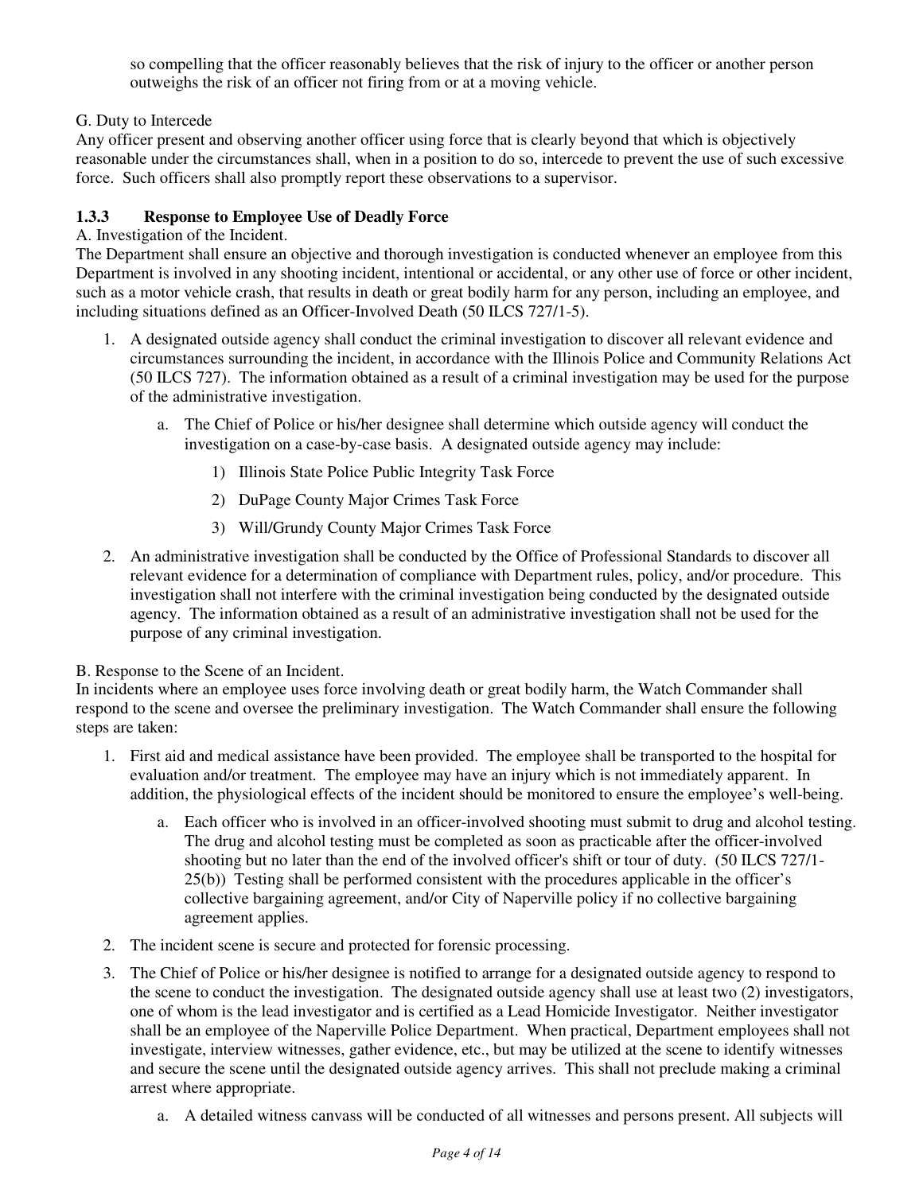so compelling that the officer reasonably believes that the risk of injury to the officer or another person outweighs the risk of an officer not firing from or at a moving vehicle.

G. Duty to Intercede

Any officer present and observing another officer using force that is clearly beyond that which is objectively reasonable under the circumstances shall, when in a position to do so, intercede to prevent the use of such excessive force. Such officers shall also promptly report these observations to a supervisor.

### 1.3.3 Response to Employee Use of Deadly Force

A. Investigation of the Incident.

The Department shall ensure an objective and thorough investigation is conducted whenever an employee from this Department is involved in any shooting incident, intentional or accidental, or any other use of force or other incident, such as a motor vehicle crash, that results in death or great bodily harm for any person, including an employee, and including situations defined as an Officer-Involved Death (50 ILCS 727/1-5).

1. A designated outside agency shall conduct the criminal investigation to discover all relevant evidence and circumstances surrounding the incident, in accordance with the Illinois Police and Community Relations Act (50 ILCS 727). The information obtained as a result of a criminal investigation may be used for the purpose of the administrative investigation.
   a. The Chief of Police or his/her designee shall determine which outside agency will conduct the investigation on a case-by-case basis. A designated outside agency may include:
      1) Illinois State Police Public Integrity Task Force
      2) DuPage County Major Crimes Task Force
      3) Will/Grundy County Major Crimes Task Force
2. An administrative investigation shall be conducted by the Office of Professional Standards to discover all relevant evidence for a determination of compliance with Department rules, policy, and/or procedure. This investigation shall not interfere with the criminal investigation being conducted by the designated outside agency. The information obtained as a result of an administrative investigation shall not be used for the purpose of any criminal investigation.

B. Response to the Scene of an Incident.

In incidents where an employee uses force involving death or great bodily harm, the Watch Commander shall respond to the scene and oversee the preliminary investigation. The Watch Commander shall ensure the following steps are taken:

1. First aid and medical assistance have been provided. The employee shall be transported to the hospital for evaluation and/or treatment. The employee may have an injury which is not immediately apparent. In addition, the physiological effects of the incident should be monitored to ensure the employee's well-being.
   a. Each officer who is involved in an officer-involved shooting must submit to drug and alcohol testing. The drug and alcohol testing must be completed as soon as practicable after the officer-involved shooting but no later than the end of the involved officer's shift or tour of duty. (50 ILCS 727/1-25(b)) Testing shall be performed consistent with the procedures applicable in the officer's collective bargaining agreement, and/or City of Naperville policy if no collective bargaining agreement applies.
2. The incident scene is secure and protected for forensic processing.
3. The Chief of Police or his/her designee is notified to arrange for a designated outside agency to respond to the scene to conduct the investigation. The designated outside agency shall use at least two (2) investigators, one of whom is the lead investigator and is certified as a Lead Homicide Investigator. Neither investigator shall be an employee of the Naperville Police Department. When practical, Department employees shall not investigate, interview witnesses, gather evidence, etc., but may be utilized at the scene to identify witnesses and secure the scene until the designated outside agency arrives. This shall not preclude making a criminal arrest where appropriate.
   a. A detailed witness canvass will be conducted of all witnesses and persons present. All subjects will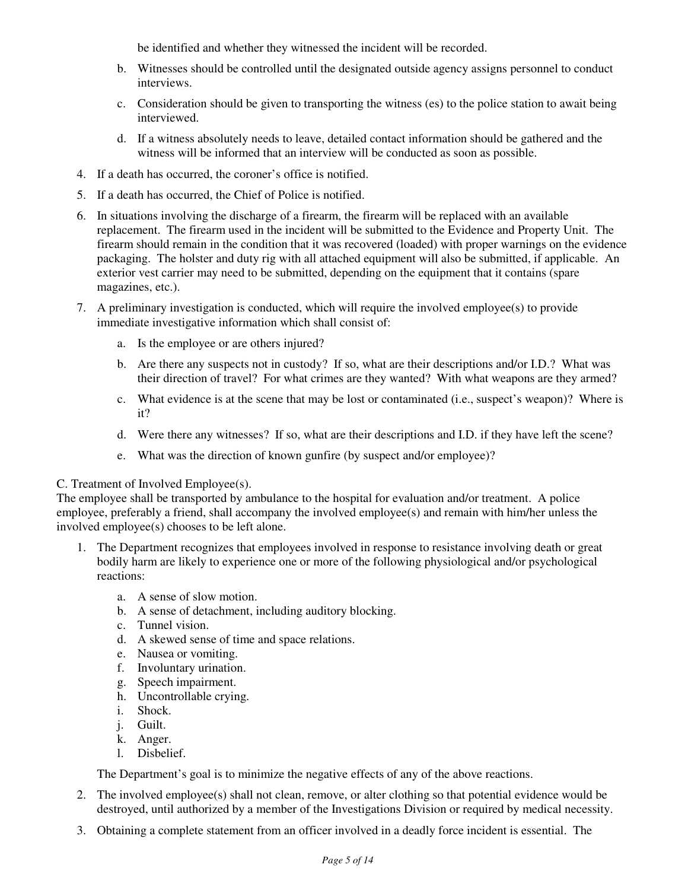be identified and whether they witnessed the incident will be recorded.

   b. Witnesses should be controlled until the designated outside agency assigns personnel to conduct interviews.

   c. Consideration should be given to transporting the witness (es) to the police station to await being interviewed.

   d. If a witness absolutely needs to leave, detailed contact information should be gathered and the witness will be informed that an interview will be conducted as soon as possible.

4. If a death has occurred, the coroner's office is notified.

5. If a death has occurred, the Chief of Police is notified.

6. In situations involving the discharge of a firearm, the firearm will be replaced with an available replacement. The firearm used in the incident will be submitted to the Evidence and Property Unit. The firearm should remain in the condition that it was recovered (loaded) with proper warnings on the evidence packaging. The holster and duty rig with all attached equipment will also be submitted, if applicable. An exterior vest carrier may need to be submitted, depending on the equipment that it contains (spare magazines, etc.).

7. A preliminary investigation is conducted, which will require the involved employee(s) to provide immediate investigative information which shall consist of:

   a. Is the employee or are others injured?

   b. Are there any suspects not in custody? If so, what are their descriptions and/or I.D.? What was their direction of travel? For what crimes are they wanted? With what weapons are they armed?

   c. What evidence is at the scene that may be lost or contaminated (i.e., suspect's weapon)? Where is it?

   d. Were there any witnesses? If so, what are their descriptions and I.D. if they have left the scene?

   e. What was the direction of known gunfire (by suspect and/or employee)?

C. Treatment of Involved Employee(s).

The employee shall be transported by ambulance to the hospital for evaluation and/or treatment. A police employee, preferably a friend, shall accompany the involved employee(s) and remain with him/her unless the involved employee(s) chooses to be left alone.

1. The Department recognizes that employees involved in response to resistance involving death or great bodily harm are likely to experience one or more of the following physiological and/or psychological reactions:

   a. A sense of slow motion.
   b. A sense of detachment, including auditory blocking.
   c. Tunnel vision.
   d. A skewed sense of time and space relations.
   e. Nausea or vomiting.
   f. Involuntary urination.
   g. Speech impairment.
   h. Uncontrollable crying.
   i. Shock.
   j. Guilt.
   k. Anger.
   l. Disbelief.

   The Department's goal is to minimize the negative effects of any of the above reactions.

2. The involved employee(s) shall not clean, remove, or alter clothing so that potential evidence would be destroyed, until authorized by a member of the Investigations Division or required by medical necessity.

3. Obtaining a complete statement from an officer involved in a deadly force incident is essential. The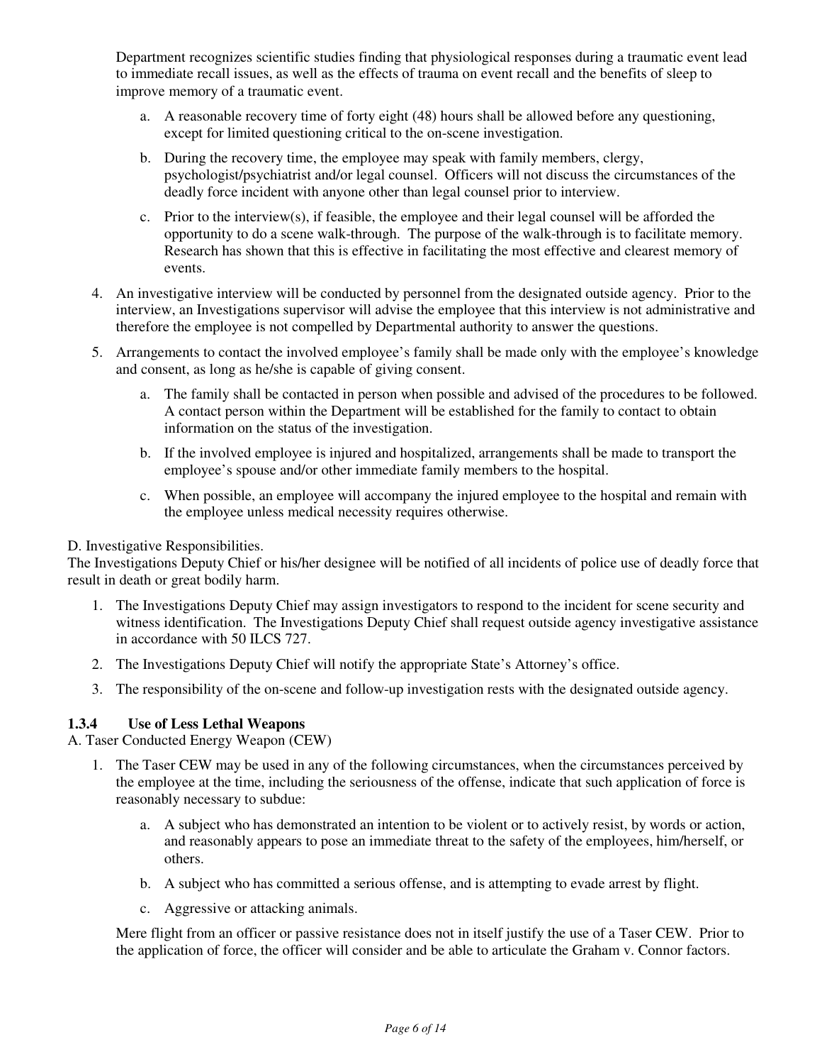Department recognizes scientific studies finding that physiological responses during a traumatic event lead to immediate recall issues, as well as the effects of trauma on event recall and the benefits of sleep to improve memory of a traumatic event.

a. A reasonable recovery time of forty eight (48) hours shall be allowed before any questioning, except for limited questioning critical to the on-scene investigation.

b. During the recovery time, the employee may speak with family members, clergy, psychologist/psychiatrist and/or legal counsel. Officers will not discuss the circumstances of the deadly force incident with anyone other than legal counsel prior to interview.

c. Prior to the interview(s), if feasible, the employee and their legal counsel will be afforded the opportunity to do a scene walk-through. The purpose of the walk-through is to facilitate memory. Research has shown that this is effective in facilitating the most effective and clearest memory of events.

4. An investigative interview will be conducted by personnel from the designated outside agency. Prior to the interview, an Investigations supervisor will advise the employee that this interview is not administrative and therefore the employee is not compelled by Departmental authority to answer the questions.

5. Arrangements to contact the involved employee's family shall be made only with the employee's knowledge and consent, as long as he/she is capable of giving consent.

   a. The family shall be contacted in person when possible and advised of the procedures to be followed. A contact person within the Department will be established for the family to contact to obtain information on the status of the investigation.

   b. If the involved employee is injured and hospitalized, arrangements shall be made to transport the employee's spouse and/or other immediate family members to the hospital.

   c. When possible, an employee will accompany the injured employee to the hospital and remain with the employee unless medical necessity requires otherwise.

D. Investigative Responsibilities.

The Investigations Deputy Chief or his/her designee will be notified of all incidents of police use of deadly force that result in death or great bodily harm.

1. The Investigations Deputy Chief may assign investigators to respond to the incident for scene security and witness identification. The Investigations Deputy Chief shall request outside agency investigative assistance in accordance with 50 ILCS 727.
2. The Investigations Deputy Chief will notify the appropriate State's Attorney's office.
3. The responsibility of the on-scene and follow-up investigation rests with the designated outside agency.

### 1.3.4 Use of Less Lethal Weapons

A. Taser Conducted Energy Weapon (CEW)

1. The Taser CEW may be used in any of the following circumstances, when the circumstances perceived by the employee at the time, including the seriousness of the offense, indicate that such application of force is reasonably necessary to subdue:

   a. A subject who has demonstrated an intention to be violent or to actively resist, by words or action, and reasonably appears to pose an immediate threat to the safety of the employees, him/herself, or others.

   b. A subject who has committed a serious offense, and is attempting to evade arrest by flight.

   c. Aggressive or attacking animals.

   Mere flight from an officer or passive resistance does not in itself justify the use of a Taser CEW. Prior to the application of force, the officer will consider and be able to articulate the Graham v. Connor factors.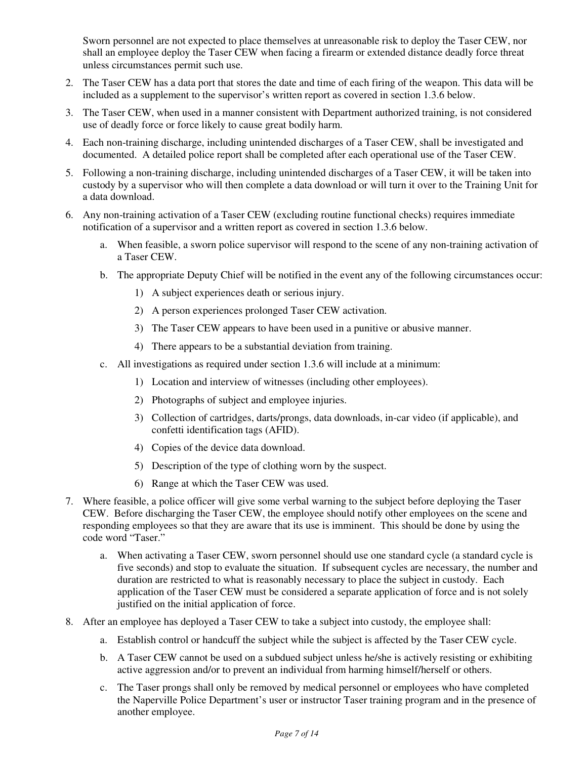Sworn personnel are not expected to place themselves at unreasonable risk to deploy the Taser CEW, nor shall an employee deploy the Taser CEW when facing a firearm or extended distance deadly force threat unless circumstances permit such use.

2. The Taser CEW has a data port that stores the date and time of each firing of the weapon. This data will be included as a supplement to the supervisor's written report as covered in section 1.3.6 below.
3. The Taser CEW, when used in a manner consistent with Department authorized training, is not considered use of deadly force or force likely to cause great bodily harm.
4. Each non-training discharge, including unintended discharges of a Taser CEW, shall be investigated and documented. A detailed police report shall be completed after each operational use of the Taser CEW.
5. Following a non-training discharge, including unintended discharges of a Taser CEW, it will be taken into custody by a supervisor who will then complete a data download or will turn it over to the Training Unit for a data download.
6. Any non-training activation of a Taser CEW (excluding routine functional checks) requires immediate notification of a supervisor and a written report as covered in section 1.3.6 below.
   a. When feasible, a sworn police supervisor will respond to the scene of any non-training activation of a Taser CEW.
   b. The appropriate Deputy Chief will be notified in the event any of the following circumstances occur:
      1) A subject experiences death or serious injury.
      2) A person experiences prolonged Taser CEW activation.
      3) The Taser CEW appears to have been used in a punitive or abusive manner.
      4) There appears to be a substantial deviation from training.
   c. All investigations as required under section 1.3.6 will include at a minimum:
      1) Location and interview of witnesses (including other employees).
      2) Photographs of subject and employee injuries.
      3) Collection of cartridges, darts/prongs, data downloads, in-car video (if applicable), and confetti identification tags (AFID).
      4) Copies of the device data download.
      5) Description of the type of clothing worn by the suspect.
      6) Range at which the Taser CEW was used.
7. Where feasible, a police officer will give some verbal warning to the subject before deploying the Taser CEW. Before discharging the Taser CEW, the employee should notify other employees on the scene and responding employees so that they are aware that its use is imminent. This should be done by using the code word "Taser."
   a. When activating a Taser CEW, sworn personnel should use one standard cycle (a standard cycle is five seconds) and stop to evaluate the situation. If subsequent cycles are necessary, the number and duration are restricted to what is reasonably necessary to place the subject in custody. Each application of the Taser CEW must be considered a separate application of force and is not solely justified on the initial application of force.
8. After an employee has deployed a Taser CEW to take a subject into custody, the employee shall:
   a. Establish control or handcuff the subject while the subject is affected by the Taser CEW cycle.
   b. A Taser CEW cannot be used on a subdued subject unless he/she is actively resisting or exhibiting active aggression and/or to prevent an individual from harming himself/herself or others.
   c. The Taser prongs shall only be removed by medical personnel or employees who have completed the Naperville Police Department's user or instructor Taser training program and in the presence of another employee.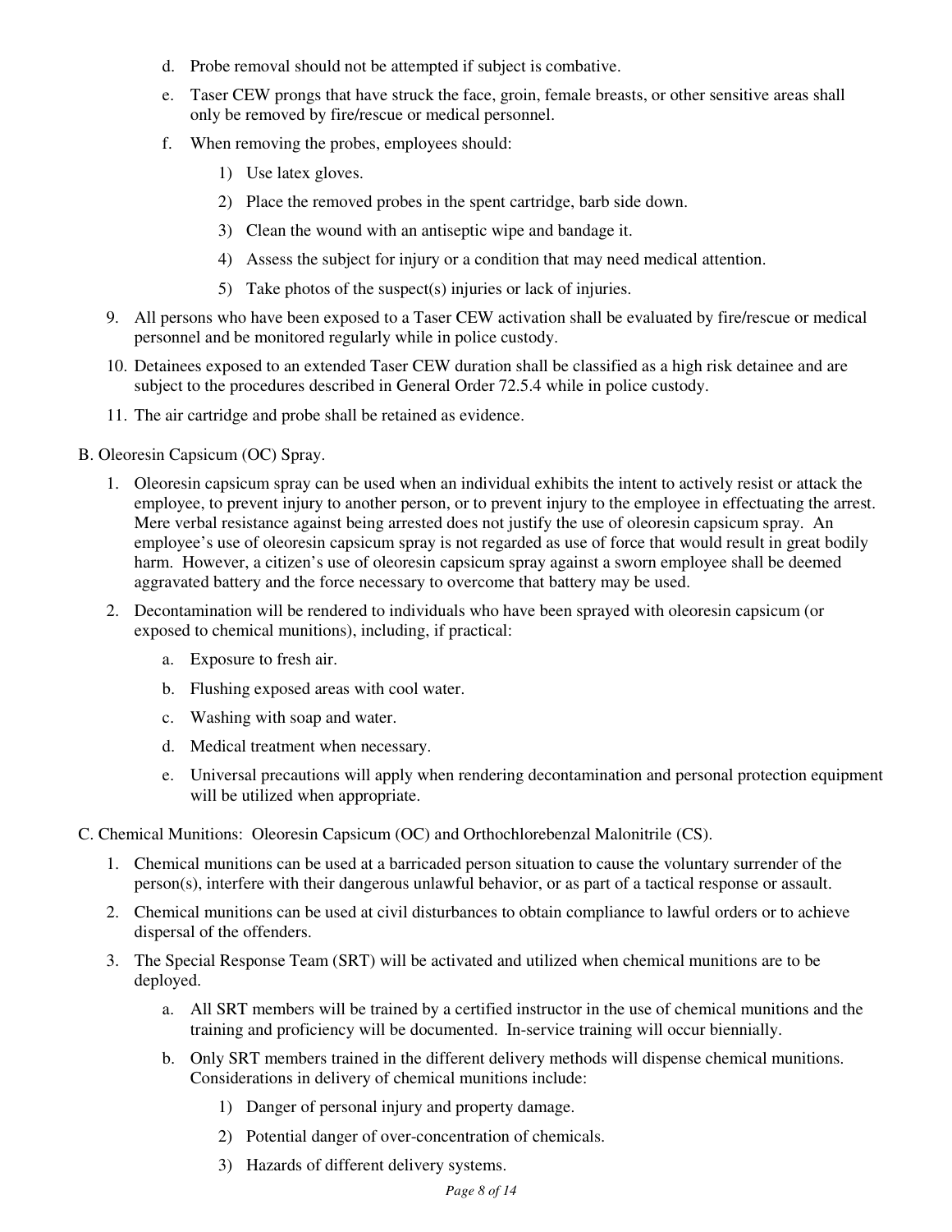d. Probe removal should not be attempted if subject is combative.

e. Taser CEW prongs that have struck the face, groin, female breasts, or other sensitive areas shall only be removed by fire/rescue or medical personnel.

f. When removing the probes, employees should:

   1) Use latex gloves.

   2) Place the removed probes in the spent cartridge, barb side down.

   3) Clean the wound with an antiseptic wipe and bandage it.

   4) Assess the subject for injury or a condition that may need medical attention.

   5) Take photos of the suspect(s) injuries or lack of injuries.

9. All persons who have been exposed to a Taser CEW activation shall be evaluated by fire/rescue or medical personnel and be monitored regularly while in police custody.

10. Detainees exposed to an extended Taser CEW duration shall be classified as a high risk detainee and are subject to the procedures described in General Order 72.5.4 while in police custody.

11. The air cartridge and probe shall be retained as evidence.

B. Oleoresin Capsicum (OC) Spray.

1. Oleoresin capsicum spray can be used when an individual exhibits the intent to actively resist or attack the employee, to prevent injury to another person, or to prevent injury to the employee in effectuating the arrest. Mere verbal resistance against being arrested does not justify the use of oleoresin capsicum spray. An employee's use of oleoresin capsicum spray is not regarded as use of force that would result in great bodily harm. However, a citizen's use of oleoresin capsicum spray against a sworn employee shall be deemed aggravated battery and the force necessary to overcome that battery may be used.

2. Decontamination will be rendered to individuals who have been sprayed with oleoresin capsicum (or exposed to chemical munitions), including, if practical:

   a. Exposure to fresh air.

   b. Flushing exposed areas with cool water.

   c. Washing with soap and water.

   d. Medical treatment when necessary.

   e. Universal precautions will apply when rendering decontamination and personal protection equipment will be utilized when appropriate.

C. Chemical Munitions: Oleoresin Capsicum (OC) and Orthochlorebenzal Malonitrile (CS).

1. Chemical munitions can be used at a barricaded person situation to cause the voluntary surrender of the person(s), interfere with their dangerous unlawful behavior, or as part of a tactical response or assault.

2. Chemical munitions can be used at civil disturbances to obtain compliance to lawful orders or to achieve dispersal of the offenders.

3. The Special Response Team (SRT) will be activated and utilized when chemical munitions are to be deployed.

   a. All SRT members will be trained by a certified instructor in the use of chemical munitions and the training and proficiency will be documented. In-service training will occur biennially.

   b. Only SRT members trained in the different delivery methods will dispense chemical munitions. Considerations in delivery of chemical munitions include:

      1) Danger of personal injury and property damage.

      2) Potential danger of over-concentration of chemicals.

      3) Hazards of different delivery systems.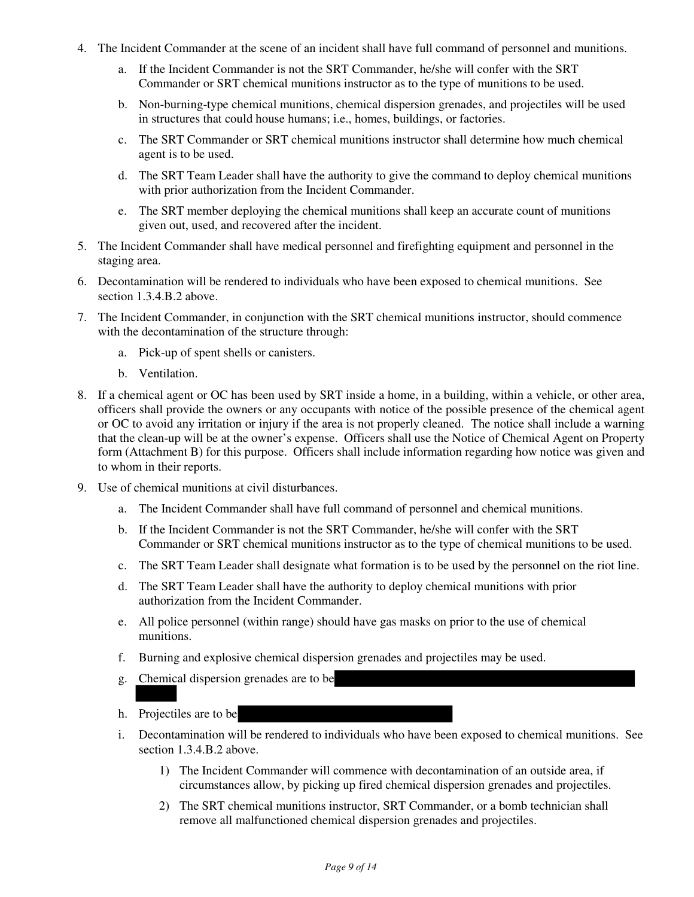4. The Incident Commander at the scene of an incident shall have full command of personnel and munitions.

   a. If the Incident Commander is not the SRT Commander, he/she will confer with the SRT Commander or SRT chemical munitions instructor as to the type of munitions to be used.

   b. Non-burning-type chemical munitions, chemical dispersion grenades, and projectiles will be used in structures that could house humans; i.e., homes, buildings, or factories.

   c. The SRT Commander or SRT chemical munitions instructor shall determine how much chemical agent is to be used.

   d. The SRT Team Leader shall have the authority to give the command to deploy chemical munitions with prior authorization from the Incident Commander.

   e. The SRT member deploying the chemical munitions shall keep an accurate count of munitions given out, used, and recovered after the incident.

5. The Incident Commander shall have medical personnel and firefighting equipment and personnel in the staging area.

6. Decontamination will be rendered to individuals who have been exposed to chemical munitions. See section 1.3.4.B.2 above.

7. The Incident Commander, in conjunction with the SRT chemical munitions instructor, should commence with the decontamination of the structure through:

   a. Pick-up of spent shells or canisters.

   b. Ventilation.

8. If a chemical agent or OC has been used by SRT inside a home, in a building, within a vehicle, or other area, officers shall provide the owners or any occupants with notice of the possible presence of the chemical agent or OC to avoid any irritation or injury if the area is not properly cleaned. The notice shall include a warning that the clean-up will be at the owner's expense. Officers shall use the Notice of Chemical Agent on Property form (Attachment B) for this purpose. Officers shall include information regarding how notice was given and to whom in their reports.

9. Use of chemical munitions at civil disturbances.

   a. The Incident Commander shall have full command of personnel and chemical munitions.

   b. If the Incident Commander is not the SRT Commander, he/she will confer with the SRT Commander or SRT chemical munitions instructor as to the type of chemical munitions to be used.

   c. The SRT Team Leader shall designate what formation is to be used by the personnel on the riot line.

   d. The SRT Team Leader shall have the authority to deploy chemical munitions with prior authorization from the Incident Commander.

   e. All police personnel (within range) should have gas masks on prior to the use of chemical munitions.

   f. Burning and explosive chemical dispersion grenades and projectiles may be used.

   g. Chemical dispersion grenades are to be [REDACTED]

   h. Projectiles are to be [REDACTED]

   i. Decontamination will be rendered to individuals who have been exposed to chemical munitions. See section 1.3.4.B.2 above.

      1) The Incident Commander will commence with decontamination of an outside area, if circumstances allow, by picking up fired chemical dispersion grenades and projectiles.

      2) The SRT chemical munitions instructor, SRT Commander, or a bomb technician shall remove all malfunctioned chemical dispersion grenades and projectiles.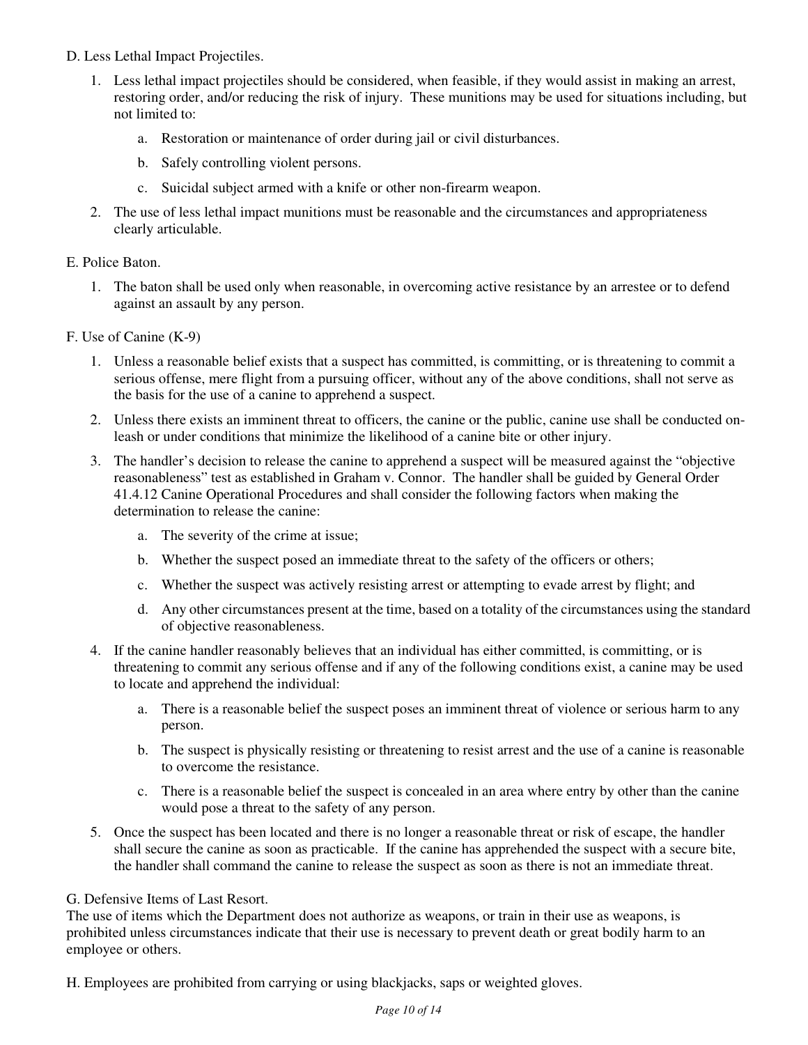D. Less Lethal Impact Projectiles.

1. Less lethal impact projectiles should be considered, when feasible, if they would assist in making an arrest, restoring order, and/or reducing the risk of injury. These munitions may be used for situations including, but not limited to:

    a. Restoration or maintenance of order during jail or civil disturbances.

    b. Safely controlling violent persons.

    c. Suicidal subject armed with a knife or other non-firearm weapon.

2. The use of less lethal impact munitions must be reasonable and the circumstances and appropriateness clearly articulable.

E. Police Baton.

1. The baton shall be used only when reasonable, in overcoming active resistance by an arrestee or to defend against an assault by any person.

F. Use of Canine (K-9)

1. Unless a reasonable belief exists that a suspect has committed, is committing, or is threatening to commit a serious offense, mere flight from a pursuing officer, without any of the above conditions, shall not serve as the basis for the use of a canine to apprehend a suspect.

2. Unless there exists an imminent threat to officers, the canine or the public, canine use shall be conducted on-leash or under conditions that minimize the likelihood of a canine bite or other injury.

3. The handler's decision to release the canine to apprehend a suspect will be measured against the "objective reasonableness" test as established in Graham v. Connor. The handler shall be guided by General Order 41.4.12 Canine Operational Procedures and shall consider the following factors when making the determination to release the canine:

    a. The severity of the crime at issue;

    b. Whether the suspect posed an immediate threat to the safety of the officers or others;

    c. Whether the suspect was actively resisting arrest or attempting to evade arrest by flight; and

    d. Any other circumstances present at the time, based on a totality of the circumstances using the standard of objective reasonableness.

4. If the canine handler reasonably believes that an individual has either committed, is committing, or is threatening to commit any serious offense and if any of the following conditions exist, a canine may be used to locate and apprehend the individual:

    a. There is a reasonable belief the suspect poses an imminent threat of violence or serious harm to any person.

    b. The suspect is physically resisting or threatening to resist arrest and the use of a canine is reasonable to overcome the resistance.

    c. There is a reasonable belief the suspect is concealed in an area where entry by other than the canine would pose a threat to the safety of any person.

5. Once the suspect has been located and there is no longer a reasonable threat or risk of escape, the handler shall secure the canine as soon as practicable. If the canine has apprehended the suspect with a secure bite, the handler shall command the canine to release the suspect as soon as there is not an immediate threat.

G. Defensive Items of Last Resort.
The use of items which the Department does not authorize as weapons, or train in their use as weapons, is prohibited unless circumstances indicate that their use is necessary to prevent death or great bodily harm to an employee or others.

H. Employees are prohibited from carrying or using blackjacks, saps or weighted gloves.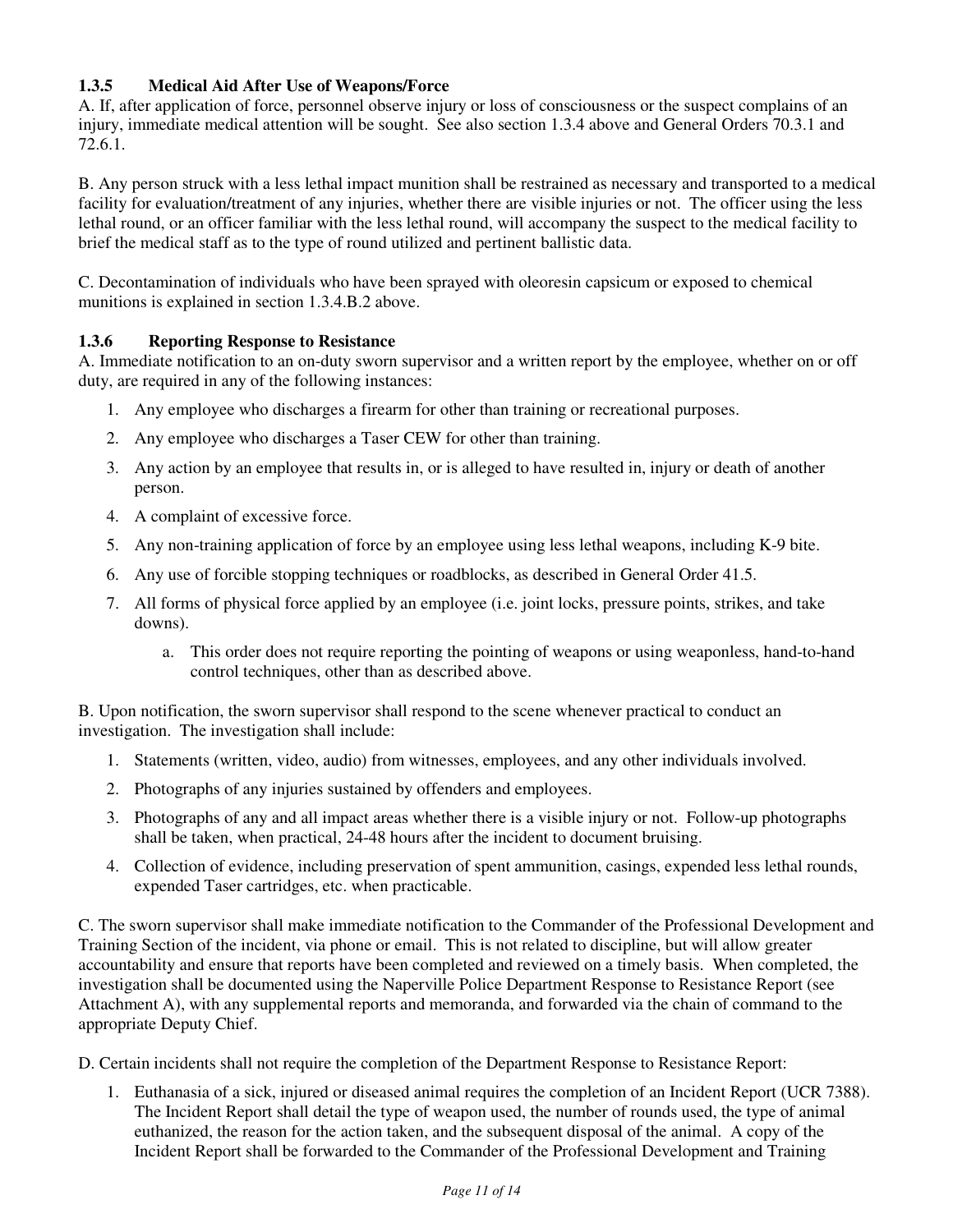### 1.3.5 Medical Aid After Use of Weapons/Force

A. If, after application of force, personnel observe injury or loss of consciousness or the suspect complains of an injury, immediate medical attention will be sought. See also section 1.3.4 above and General Orders 70.3.1 and 72.6.1.

B. Any person struck with a less lethal impact munition shall be restrained as necessary and transported to a medical facility for evaluation/treatment of any injuries, whether there are visible injuries or not. The officer using the less lethal round, or an officer familiar with the less lethal round, will accompany the suspect to the medical facility to brief the medical staff as to the type of round utilized and pertinent ballistic data.

C. Decontamination of individuals who have been sprayed with oleoresin capsicum or exposed to chemical munitions is explained in section 1.3.4.B.2 above.

### 1.3.6 Reporting Response to Resistance

A. Immediate notification to an on-duty sworn supervisor and a written report by the employee, whether on or off duty, are required in any of the following instances:

1. Any employee who discharges a firearm for other than training or recreational purposes.
2. Any employee who discharges a Taser CEW for other than training.
3. Any action by an employee that results in, or is alleged to have resulted in, injury or death of another person.
4. A complaint of excessive force.
5. Any non-training application of force by an employee using less lethal weapons, including K-9 bite.
6. Any use of forcible stopping techniques or roadblocks, as described in General Order 41.5.
7. All forms of physical force applied by an employee (i.e. joint locks, pressure points, strikes, and take downs).
    a. This order does not require reporting the pointing of weapons or using weaponless, hand-to-hand control techniques, other than as described above.

B. Upon notification, the sworn supervisor shall respond to the scene whenever practical to conduct an investigation. The investigation shall include:

1. Statements (written, video, audio) from witnesses, employees, and any other individuals involved.
2. Photographs of any injuries sustained by offenders and employees.
3. Photographs of any and all impact areas whether there is a visible injury or not. Follow-up photographs shall be taken, when practical, 24-48 hours after the incident to document bruising.
4. Collection of evidence, including preservation of spent ammunition, casings, expended less lethal rounds, expended Taser cartridges, etc. when practicable.

C. The sworn supervisor shall make immediate notification to the Commander of the Professional Development and Training Section of the incident, via phone or email. This is not related to discipline, but will allow greater accountability and ensure that reports have been completed and reviewed on a timely basis. When completed, the investigation shall be documented using the Naperville Police Department Response to Resistance Report (see Attachment A), with any supplemental reports and memoranda, and forwarded via the chain of command to the appropriate Deputy Chief.

D. Certain incidents shall not require the completion of the Department Response to Resistance Report:

1. Euthanasia of a sick, injured or diseased animal requires the completion of an Incident Report (UCR 7388). The Incident Report shall detail the type of weapon used, the number of rounds used, the type of animal euthanized, the reason for the action taken, and the subsequent disposal of the animal. A copy of the Incident Report shall be forwarded to the Commander of the Professional Development and Training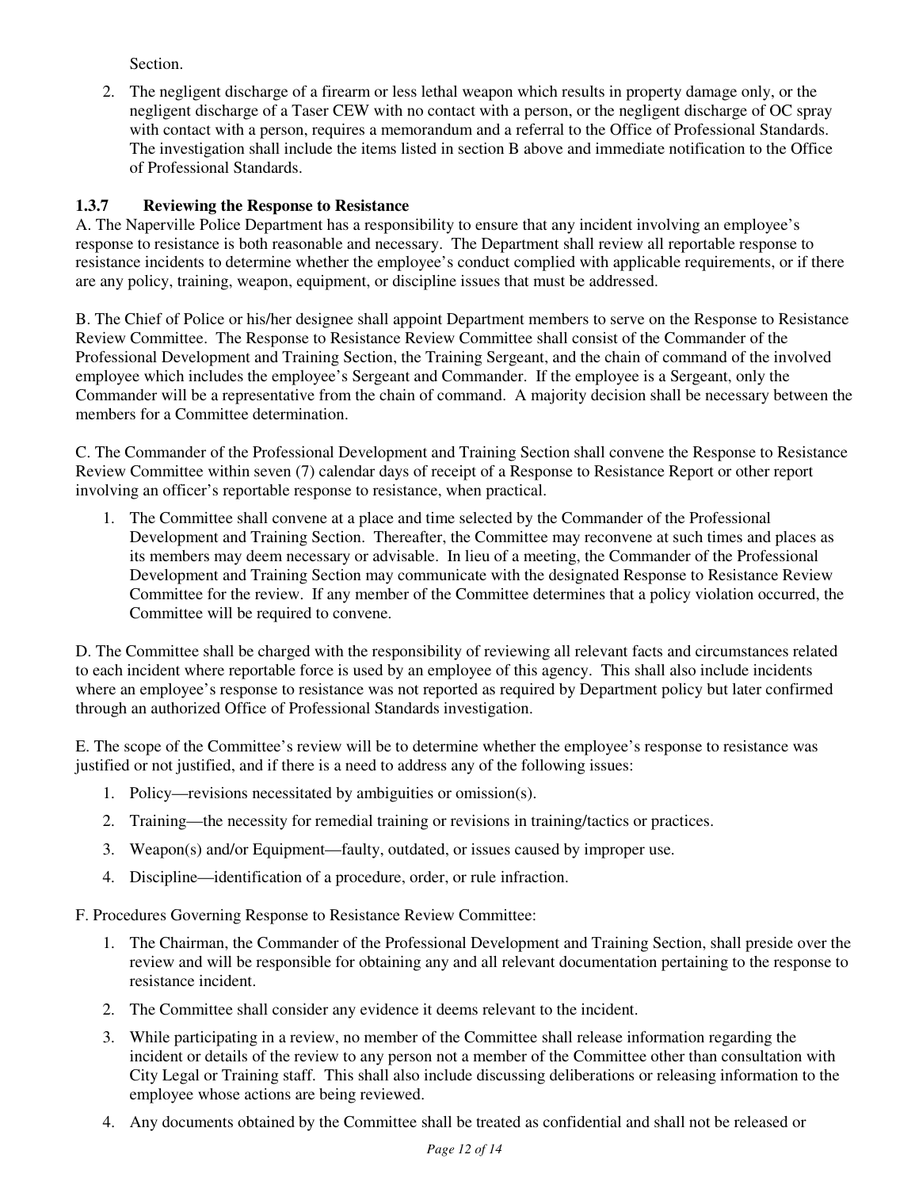Section.

2. The negligent discharge of a firearm or less lethal weapon which results in property damage only, or the negligent discharge of a Taser CEW with no contact with a person, or the negligent discharge of OC spray with contact with a person, requires a memorandum and a referral to the Office of Professional Standards. The investigation shall include the items listed in section B above and immediate notification to the Office of Professional Standards.

### 1.3.7 Reviewing the Response to Resistance

A. The Naperville Police Department has a responsibility to ensure that any incident involving an employee's response to resistance is both reasonable and necessary. The Department shall review all reportable response to resistance incidents to determine whether the employee's conduct complied with applicable requirements, or if there are any policy, training, weapon, equipment, or discipline issues that must be addressed.

B. The Chief of Police or his/her designee shall appoint Department members to serve on the Response to Resistance Review Committee. The Response to Resistance Review Committee shall consist of the Commander of the Professional Development and Training Section, the Training Sergeant, and the chain of command of the involved employee which includes the employee's Sergeant and Commander. If the employee is a Sergeant, only the Commander will be a representative from the chain of command. A majority decision shall be necessary between the members for a Committee determination.

C. The Commander of the Professional Development and Training Section shall convene the Response to Resistance Review Committee within seven (7) calendar days of receipt of a Response to Resistance Report or other report involving an officer's reportable response to resistance, when practical.

1. The Committee shall convene at a place and time selected by the Commander of the Professional Development and Training Section. Thereafter, the Committee may reconvene at such times and places as its members may deem necessary or advisable. In lieu of a meeting, the Commander of the Professional Development and Training Section may communicate with the designated Response to Resistance Review Committee for the review. If any member of the Committee determines that a policy violation occurred, the Committee will be required to convene.

D. The Committee shall be charged with the responsibility of reviewing all relevant facts and circumstances related to each incident where reportable force is used by an employee of this agency. This shall also include incidents where an employee's response to resistance was not reported as required by Department policy but later confirmed through an authorized Office of Professional Standards investigation.

E. The scope of the Committee's review will be to determine whether the employee's response to resistance was justified or not justified, and if there is a need to address any of the following issues:

1. Policy—revisions necessitated by ambiguities or omission(s).
2. Training—the necessity for remedial training or revisions in training/tactics or practices.
3. Weapon(s) and/or Equipment—faulty, outdated, or issues caused by improper use.
4. Discipline—identification of a procedure, order, or rule infraction.

F. Procedures Governing Response to Resistance Review Committee:

1. The Chairman, the Commander of the Professional Development and Training Section, shall preside over the review and will be responsible for obtaining any and all relevant documentation pertaining to the response to resistance incident.
2. The Committee shall consider any evidence it deems relevant to the incident.
3. While participating in a review, no member of the Committee shall release information regarding the incident or details of the review to any person not a member of the Committee other than consultation with City Legal or Training staff. This shall also include discussing deliberations or releasing information to the employee whose actions are being reviewed.
4. Any documents obtained by the Committee shall be treated as confidential and shall not be released or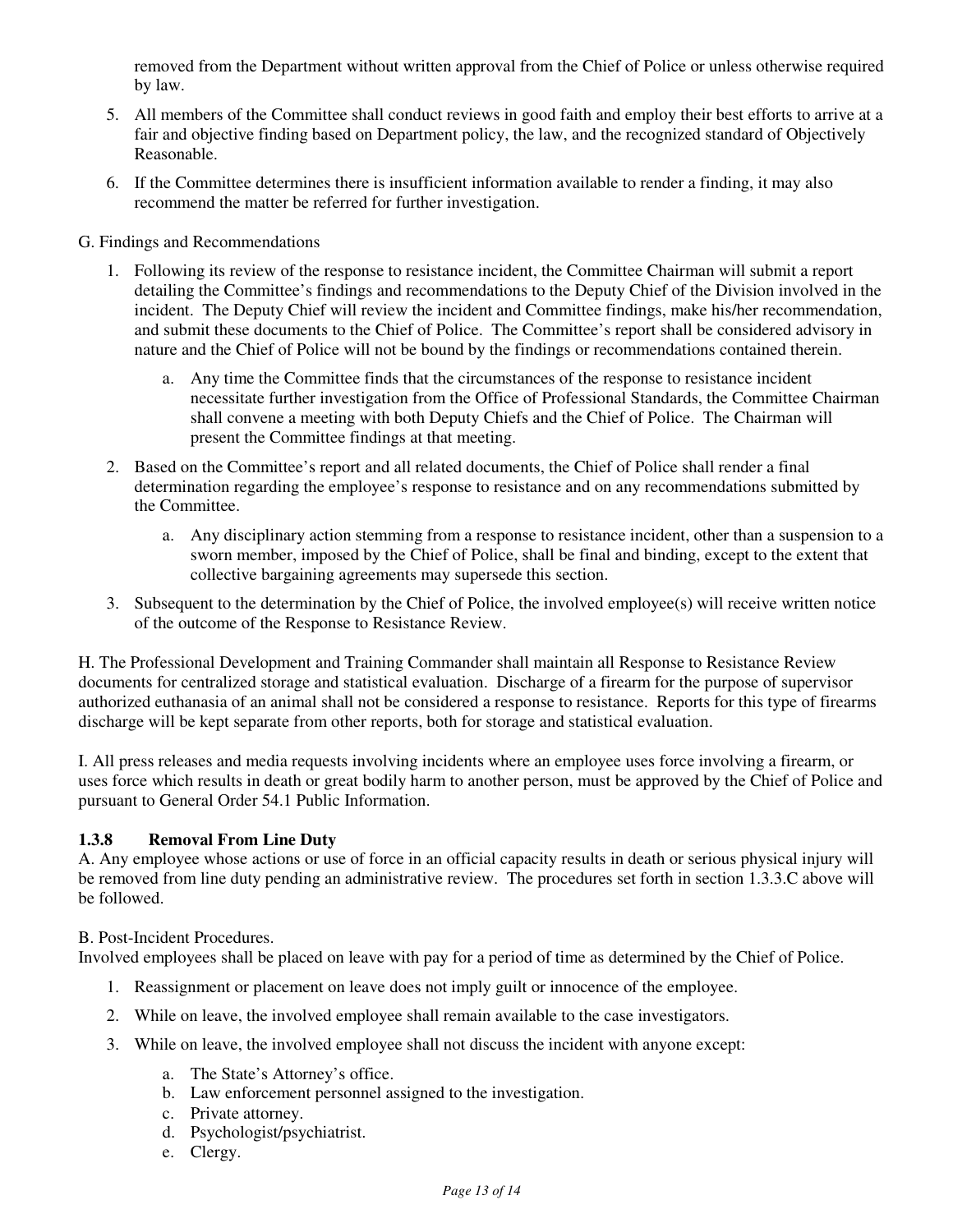removed from the Department without written approval from the Chief of Police or unless otherwise required by law.

5. All members of the Committee shall conduct reviews in good faith and employ their best efforts to arrive at a fair and objective finding based on Department policy, the law, and the recognized standard of Objectively Reasonable.
6. If the Committee determines there is insufficient information available to render a finding, it may also recommend the matter be referred for further investigation.

G. Findings and Recommendations

1. Following its review of the response to resistance incident, the Committee Chairman will submit a report detailing the Committee's findings and recommendations to the Deputy Chief of the Division involved in the incident. The Deputy Chief will review the incident and Committee findings, make his/her recommendation, and submit these documents to the Chief of Police. The Committee's report shall be considered advisory in nature and the Chief of Police will not be bound by the findings or recommendations contained therein.
   a. Any time the Committee finds that the circumstances of the response to resistance incident necessitate further investigation from the Office of Professional Standards, the Committee Chairman shall convene a meeting with both Deputy Chiefs and the Chief of Police. The Chairman will present the Committee findings at that meeting.
2. Based on the Committee's report and all related documents, the Chief of Police shall render a final determination regarding the employee's response to resistance and on any recommendations submitted by the Committee.
   a. Any disciplinary action stemming from a response to resistance incident, other than a suspension to a sworn member, imposed by the Chief of Police, shall be final and binding, except to the extent that collective bargaining agreements may supersede this section.
3. Subsequent to the determination by the Chief of Police, the involved employee(s) will receive written notice of the outcome of the Response to Resistance Review.

H. The Professional Development and Training Commander shall maintain all Response to Resistance Review documents for centralized storage and statistical evaluation. Discharge of a firearm for the purpose of supervisor authorized euthanasia of an animal shall not be considered a response to resistance. Reports for this type of firearms discharge will be kept separate from other reports, both for storage and statistical evaluation.

I. All press releases and media requests involving incidents where an employee uses force involving a firearm, or uses force which results in death or great bodily harm to another person, must be approved by the Chief of Police and pursuant to General Order 54.1 Public Information.

### 1.3.8 Removal From Line Duty

A. Any employee whose actions or use of force in an official capacity results in death or serious physical injury will be removed from line duty pending an administrative review. The procedures set forth in section 1.3.3.C above will be followed.

B. Post-Incident Procedures.
Involved employees shall be placed on leave with pay for a period of time as determined by the Chief of Police.

1. Reassignment or placement on leave does not imply guilt or innocence of the employee.
2. While on leave, the involved employee shall remain available to the case investigators.
3. While on leave, the involved employee shall not discuss the incident with anyone except:
   a. The State's Attorney's office.
   b. Law enforcement personnel assigned to the investigation.
   c. Private attorney.
   d. Psychologist/psychiatrist.
   e. Clergy.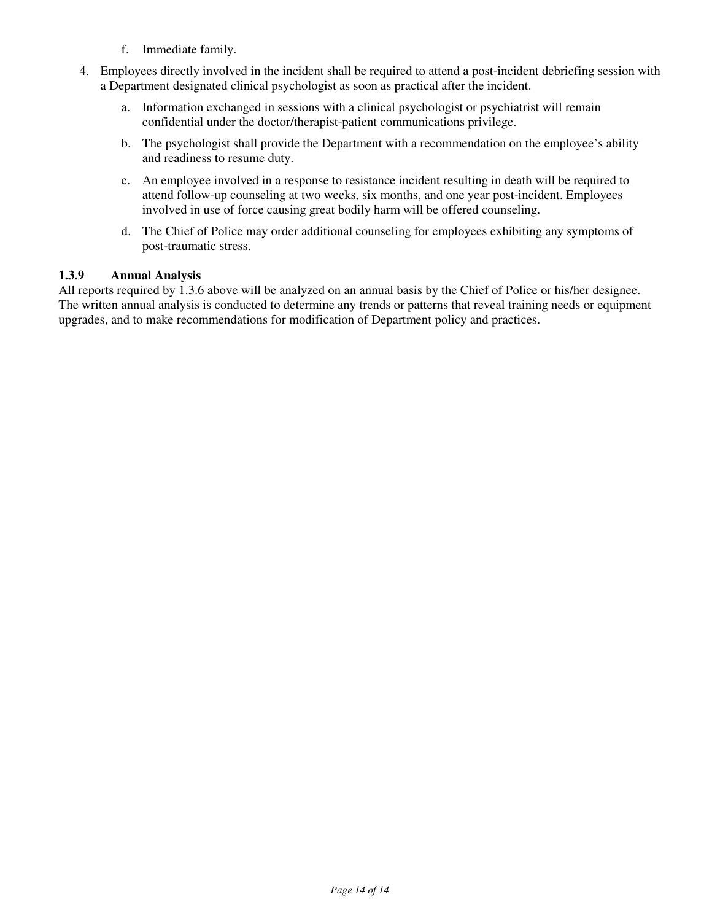f. Immediate family.

4. Employees directly involved in the incident shall be required to attend a post-incident debriefing session with a Department designated clinical psychologist as soon as practical after the incident.

   a. Information exchanged in sessions with a clinical psychologist or psychiatrist will remain confidential under the doctor/therapist-patient communications privilege.

   b. The psychologist shall provide the Department with a recommendation on the employee's ability and readiness to resume duty.

   c. An employee involved in a response to resistance incident resulting in death will be required to attend follow-up counseling at two weeks, six months, and one year post-incident. Employees involved in use of force causing great bodily harm will be offered counseling.

   d. The Chief of Police may order additional counseling for employees exhibiting any symptoms of post-traumatic stress.

### 1.3.9 Annual Analysis

All reports required by 1.3.6 above will be analyzed on an annual basis by the Chief of Police or his/her designee. The written annual analysis is conducted to determine any trends or patterns that reveal training needs or equipment upgrades, and to make recommendations for modification of Department policy and practices.